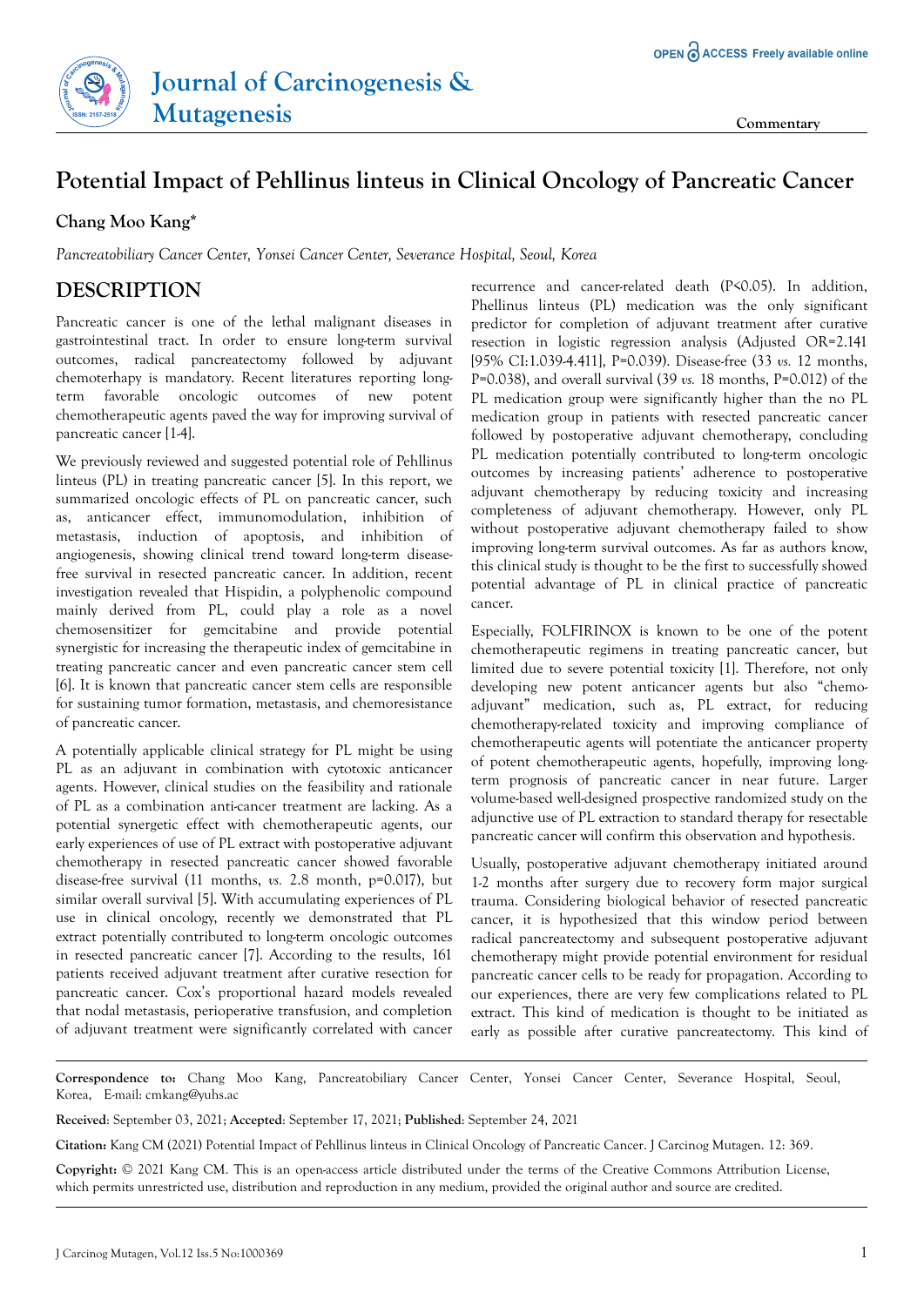Journal of Carcinogenesis & Mutagenesis

Commentary

# Potential Impact of Pehllinus linteus in Clinical Oncology of Pancreatic Cancer

**Chang Moo Kang***

*Pancreatobiliary Cancer Center, Yonsei Cancer Center, Severance Hospital, Seoul, Korea*

## DESCRIPTION

Pancreatic cancer is one of the lethal malignant diseases in gastrointestinal tract. In order to ensure long-term survival outcomes, radical pancreatectomy followed by adjuvant chemoterhapy is mandatory. Recent literatures reporting long-term favorable oncologic outcomes of new potent chemotherapeutic agents paved the way for improving survival of pancreatic cancer [1-4].

We previously reviewed and suggested potential role of Pehllinus linteus (PL) in treating pancreatic cancer [5]. In this report, we summarized oncologic effects of PL on pancreatic cancer, such as, anticancer effect, immunomodulation, inhibition of metastasis, induction of apoptosis, and inhibition of angiogenesis, showing clinical trend toward long-term disease-free survival in resected pancreatic cancer. In addition, recent investigation revealed that Hispidin, a polyphenolic compound mainly derived from PL, could play a role as a novel chemosensitizer for gemcitabine and provide potential synergistic for increasing the therapeutic index of gemcitabine in treating pancreatic cancer and even pancreatic cancer stem cell [6]. It is known that pancreatic cancer stem cells are responsible for sustaining tumor formation, metastasis, and chemoresistance of pancreatic cancer.

A potentially applicable clinical strategy for PL might be using PL as an adjuvant in combination with cytotoxic anticancer agents. However, clinical studies on the feasibility and rationale of PL as a combination anti-cancer treatment are lacking. As a potential synergetic effect with chemotherapeutic agents, our early experiences of use of PL extract with postoperative adjuvant chemotherhapy in resected pancreatic cancer showed favorable disease-free survival (11 months, *vs.* 2.8 month, p=0.017), but similar overall survival [5]. With accumulating experiences of PL use in clinical oncology, recently we demonstrated that PL extract potentially contributed to long-term oncologic outcomes in resected pancreatic cancer [7]. According to the results, 161 patients received adjuvant treatment after curative resection for pancreatic cancer. Cox's proportional hazard models revealed that nodal metastasis, perioperative transfusion, and completion of adjuvant treatment were significantly correlated with cancer recurrence and cancer-related death (P<0.05). In addition, Phellinus linteus (PL) medication was the only significant predictor for completion of adjuvant treatment after curative resection in logistic regression analysis (Adjusted OR=2.141 [95% CI:1.039-4.411], P=0.039). Disease-free (33 *vs.* 12 months, P=0.038), and overall survival (39 *vs.* 18 months, P=0.012) of the PL medication group were significantly higher than the no PL medication group in patients with resected pancreatic cancer followed by postoperative adjuvant chemotherapy, concluding PL medication potentially contributed to long-term oncologic outcomes by increasing patients' adherence to postoperative adjuvant chemotherapy by reducing toxicity and increasing completeness of adjuvant chemotherapy. However, only PL without postoperative adjuvant chemotherapy failed to show improving long-term survival outcomes. As far as authors know, this clinical study is thought to be the first to successfully showed potential advantage of PL in clinical practice of pancreatic cancer.

Especially, FOLFIRINOX is known to be one of the potent chemotherapeutic regimens in treating pancreatic cancer, but limited due to severe potential toxicity [1]. Therefore, not only developing new potent anticancer agents but also "chemo-adjuvant" medication, such as, PL extract, for reducing chemotherapy-related toxicity and improving compliance of chemotherapeutic agents will potentiate the anticancer property of potent chemotherapeutic agents, hopefully, improving long-term prognosis of pancreatic cancer in near future. Larger volume-based well-designed prospective randomized study on the adjunctive use of PL extraction to standard therapy for resectable pancreatic cancer will confirm this observation and hypothesis.

Usually, postoperative adjuvant chemotherapy initiated around 1-2 months after surgery due to recovery form major surgical trauma. Considering biological behavior of resected pancreatic cancer, it is hypothesized that this window period between radical pancreatectomy and subsequent postoperative adjuvant chemotherapy might provide potential environment for residual pancreatic cancer cells to be ready for propagation. According to our experiences, there are very few complications related to PL extract. This kind of medication is thought to be initiated as early as possible after curative pancreatectomy. This kind of

---

**Correspondence to:** Chang Moo Kang, Pancreatobiliary Cancer Center, Yonsei Cancer Center, Severance Hospital, Seoul, Korea, E-mail: cmkang@yuhs.ac

**Received**: September 03, 2021; **Accepted**: September 17, 2021; **Published**: September 24, 2021

**Citation:** Kang CM (2021) Potential Impact of Pehllinus linteus in Clinical Oncology of Pancreatic Cancer. J Carcinog Mutagen. 12: 369.

**Copyright:** © 2021 Kang CM. This is an open-access article distributed under the terms of the Creative Commons Attribution License, which permits unrestricted use, distribution and reproduction in any medium, provided the original author and source are credited.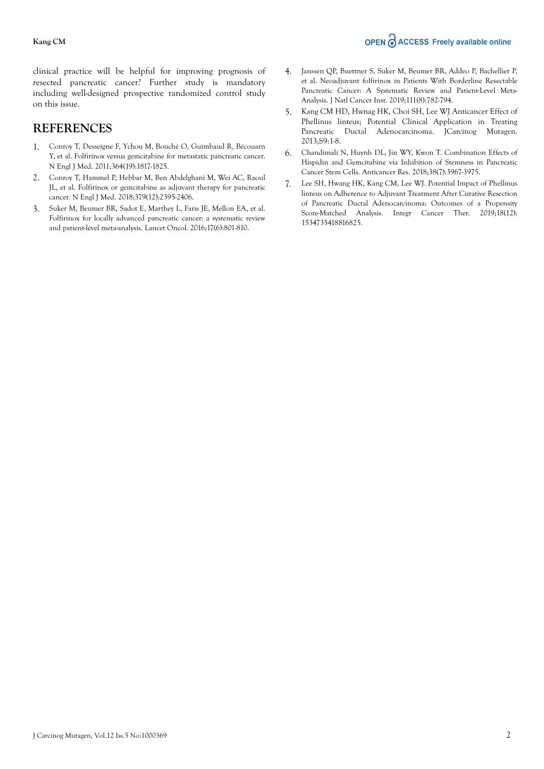clinical practice will be helpful for improving prognosis of resected pancreatic cancer? Further study is mandatory including well-designed prospective randomized control study on this issue.

## REFERENCES

1. Conroy T, Desseigne F, Ychou M, Bouché O, Guimbaud R, Bécouarn Y, et al. Folfirinox versus gemcitabine for metastatic pancreatic cancer. N Engl J Med. 2011;364(19):1817-1825.
2. Conroy T, Hammel P, Hebbar M, Ben Abdelghani M, Wei AC, Raoul JL, et al. Folfirinox or gemcitabine as adjuvant therapy for pancreatic cancer. N Engl J Med. 2018;379(12):2395-2406.
3. Suker M, Beumer BR, Sadot E, Marthey L, Faris JE, Mellon EA, et al. Folfirinox for locally advanced pancreatic cancer: a systematic review and patient-level meta-analysis. Lancet Oncol. 2016;17(6):801-810.
4. Janssen QP, Buettner S, Suker M, Beumer BR, Addeo P, Bachellier P, et al. Neoadjuvant folfirinox in Patients With Borderline Resectable Pancreatic Cancer: A Systematic Review and Patient-Level Meta-Analysis. J Natl Cancer Inst. 2019;111(8):782-794.
5. Kang CM HD, Hwnag HK, Choi SH, Lee WJ Anticancer Effect of Phellinus linteus; Potential Clinical Application in Treating Pancreatic Ductal Adenocarcinoma. JCarcinog Mutagen. 2013;S9:1-8.
6. Chandimali N, Huynh DL, Jin WY, Kwon T. Combination Effects of Hispidin and Gemcitabine via Inhibition of Stemness in Pancreatic Cancer Stem Cells. Anticancer Res. 2018;38(7):3967-3975.
7. Lee SH, Hwang HK, Kang CM, Lee WJ. Potential Impact of Phellinus linteus on Adherence to Adjuvant Treatment After Curative Resection of Pancreatic Ductal Adenocarcinoma: Outcomes of a Propensity Score-Matched Analysis. Integr Cancer Ther. 2019;18(12): 1534735418816825.